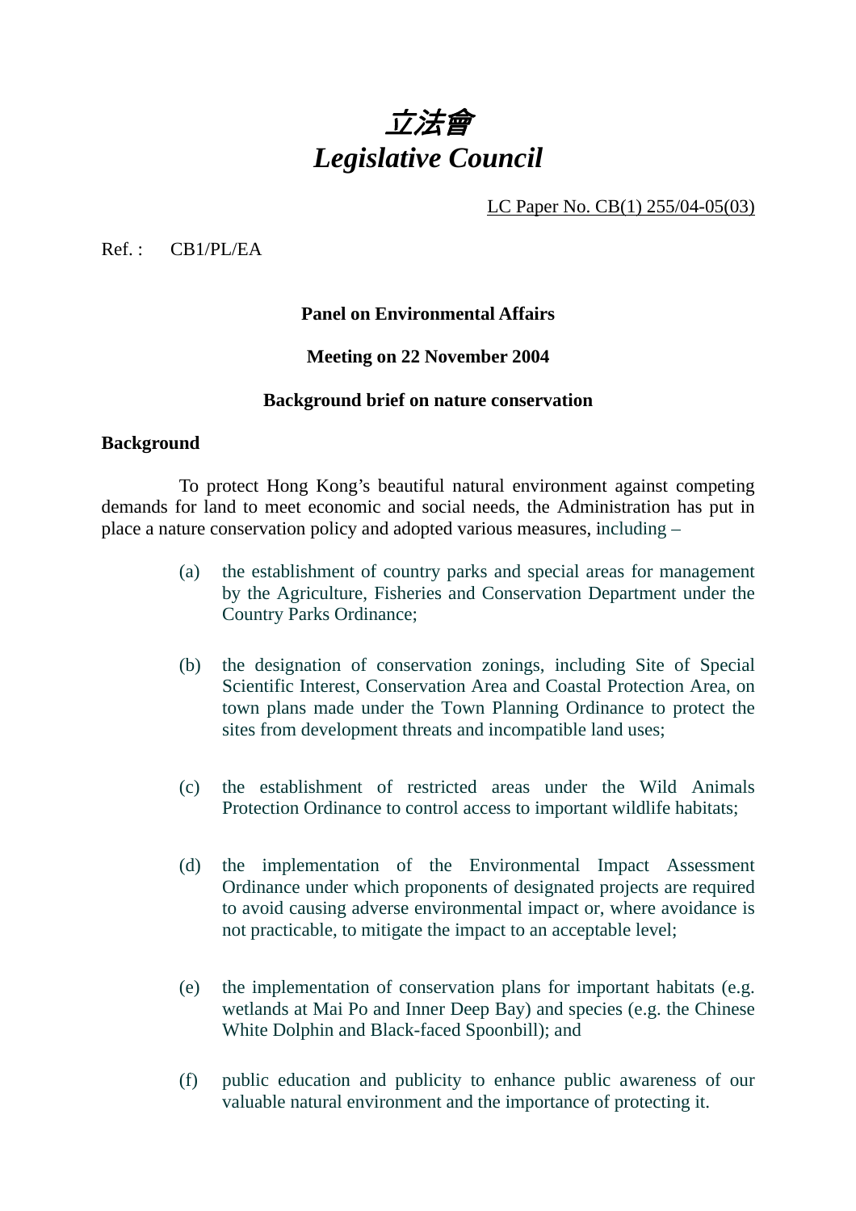# 立法會
# *Legislative Council*

LC Paper No. CB(1) 255/04-05(03)

Ref. : CB1/PL/EA

**Panel on Environmental Affairs**

**Meeting on 22 November 2004**

**Background brief on nature conservation**

## Background

To protect Hong Kong's beautiful natural environment against competing demands for land to meet economic and social needs, the Administration has put in place a nature conservation policy and adopted various measures, including –

(a) the establishment of country parks and special areas for management by the Agriculture, Fisheries and Conservation Department under the Country Parks Ordinance;

(b) the designation of conservation zonings, including Site of Special Scientific Interest, Conservation Area and Coastal Protection Area, on town plans made under the Town Planning Ordinance to protect the sites from development threats and incompatible land uses;

(c) the establishment of restricted areas under the Wild Animals Protection Ordinance to control access to important wildlife habitats;

(d) the implementation of the Environmental Impact Assessment Ordinance under which proponents of designated projects are required to avoid causing adverse environmental impact or, where avoidance is not practicable, to mitigate the impact to an acceptable level;

(e) the implementation of conservation plans for important habitats (e.g. wetlands at Mai Po and Inner Deep Bay) and species (e.g. the Chinese White Dolphin and Black-faced Spoonbill); and

(f) public education and publicity to enhance public awareness of our valuable natural environment and the importance of protecting it.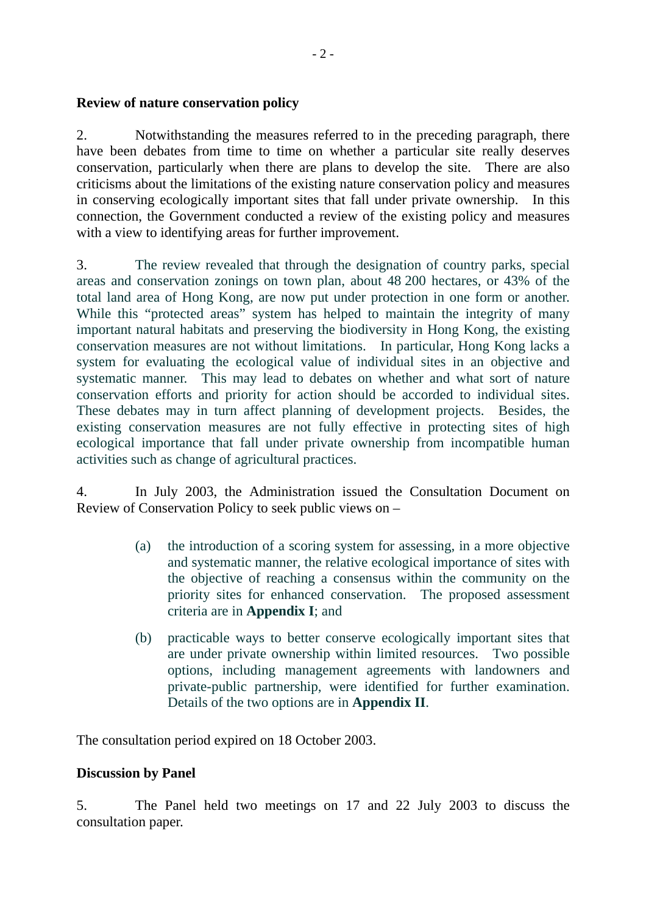**Review of nature conservation policy**

2. Notwithstanding the measures referred to in the preceding paragraph, there have been debates from time to time on whether a particular site really deserves conservation, particularly when there are plans to develop the site. There are also criticisms about the limitations of the existing nature conservation policy and measures in conserving ecologically important sites that fall under private ownership. In this connection, the Government conducted a review of the existing policy and measures with a view to identifying areas for further improvement.

3. The review revealed that through the designation of country parks, special areas and conservation zonings on town plan, about 48 200 hectares, or 43% of the total land area of Hong Kong, are now put under protection in one form or another. While this "protected areas" system has helped to maintain the integrity of many important natural habitats and preserving the biodiversity in Hong Kong, the existing conservation measures are not without limitations. In particular, Hong Kong lacks a system for evaluating the ecological value of individual sites in an objective and systematic manner. This may lead to debates on whether and what sort of nature conservation efforts and priority for action should be accorded to individual sites. These debates may in turn affect planning of development projects. Besides, the existing conservation measures are not fully effective in protecting sites of high ecological importance that fall under private ownership from incompatible human activities such as change of agricultural practices.

4. In July 2003, the Administration issued the Consultation Document on Review of Conservation Policy to seek public views on –

(a) the introduction of a scoring system for assessing, in a more objective and systematic manner, the relative ecological importance of sites with the objective of reaching a consensus within the community on the priority sites for enhanced conservation. The proposed assessment criteria are in **Appendix I**; and

(b) practicable ways to better conserve ecologically important sites that are under private ownership within limited resources. Two possible options, including management agreements with landowners and private-public partnership, were identified for further examination. Details of the two options are in **Appendix II**.

The consultation period expired on 18 October 2003.

**Discussion by Panel**

5. The Panel held two meetings on 17 and 22 July 2003 to discuss the consultation paper.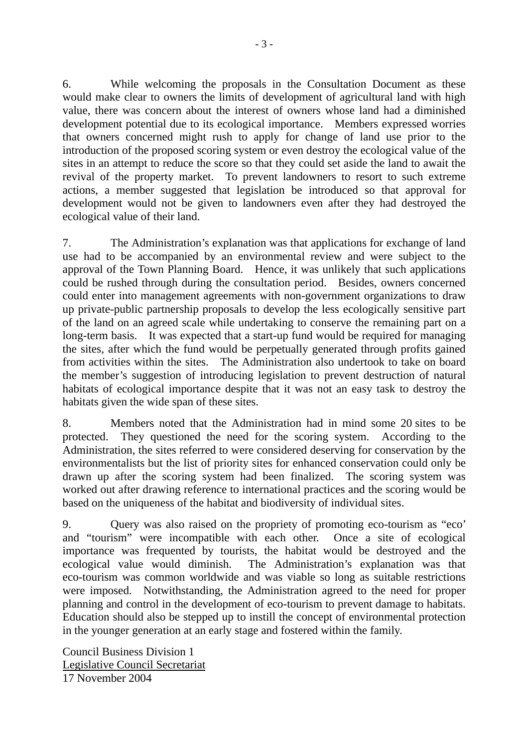6. While welcoming the proposals in the Consultation Document as these would make clear to owners the limits of development of agricultural land with high value, there was concern about the interest of owners whose land had a diminished development potential due to its ecological importance. Members expressed worries that owners concerned might rush to apply for change of land use prior to the introduction of the proposed scoring system or even destroy the ecological value of the sites in an attempt to reduce the score so that they could set aside the land to await the revival of the property market. To prevent landowners to resort to such extreme actions, a member suggested that legislation be introduced so that approval for development would not be given to landowners even after they had destroyed the ecological value of their land.

7. The Administration's explanation was that applications for exchange of land use had to be accompanied by an environmental review and were subject to the approval of the Town Planning Board. Hence, it was unlikely that such applications could be rushed through during the consultation period. Besides, owners concerned could enter into management agreements with non-government organizations to draw up private-public partnership proposals to develop the less ecologically sensitive part of the land on an agreed scale while undertaking to conserve the remaining part on a long-term basis. It was expected that a start-up fund would be required for managing the sites, after which the fund would be perpetually generated through profits gained from activities within the sites. The Administration also undertook to take on board the member's suggestion of introducing legislation to prevent destruction of natural habitats of ecological importance despite that it was not an easy task to destroy the habitats given the wide span of these sites.

8. Members noted that the Administration had in mind some 20 sites to be protected. They questioned the need for the scoring system. According to the Administration, the sites referred to were considered deserving for conservation by the environmentalists but the list of priority sites for enhanced conservation could only be drawn up after the scoring system had been finalized. The scoring system was worked out after drawing reference to international practices and the scoring would be based on the uniqueness of the habitat and biodiversity of individual sites.

9. Query was also raised on the propriety of promoting eco-tourism as "eco' and "tourism" were incompatible with each other. Once a site of ecological importance was frequented by tourists, the habitat would be destroyed and the ecological value would diminish. The Administration's explanation was that eco-tourism was common worldwide and was viable so long as suitable restrictions were imposed. Notwithstanding, the Administration agreed to the need for proper planning and control in the development of eco-tourism to prevent damage to habitats. Education should also be stepped up to instill the concept of environmental protection in the younger generation at an early stage and fostered within the family.

Council Business Division 1
Legislative Council Secretariat
17 November 2004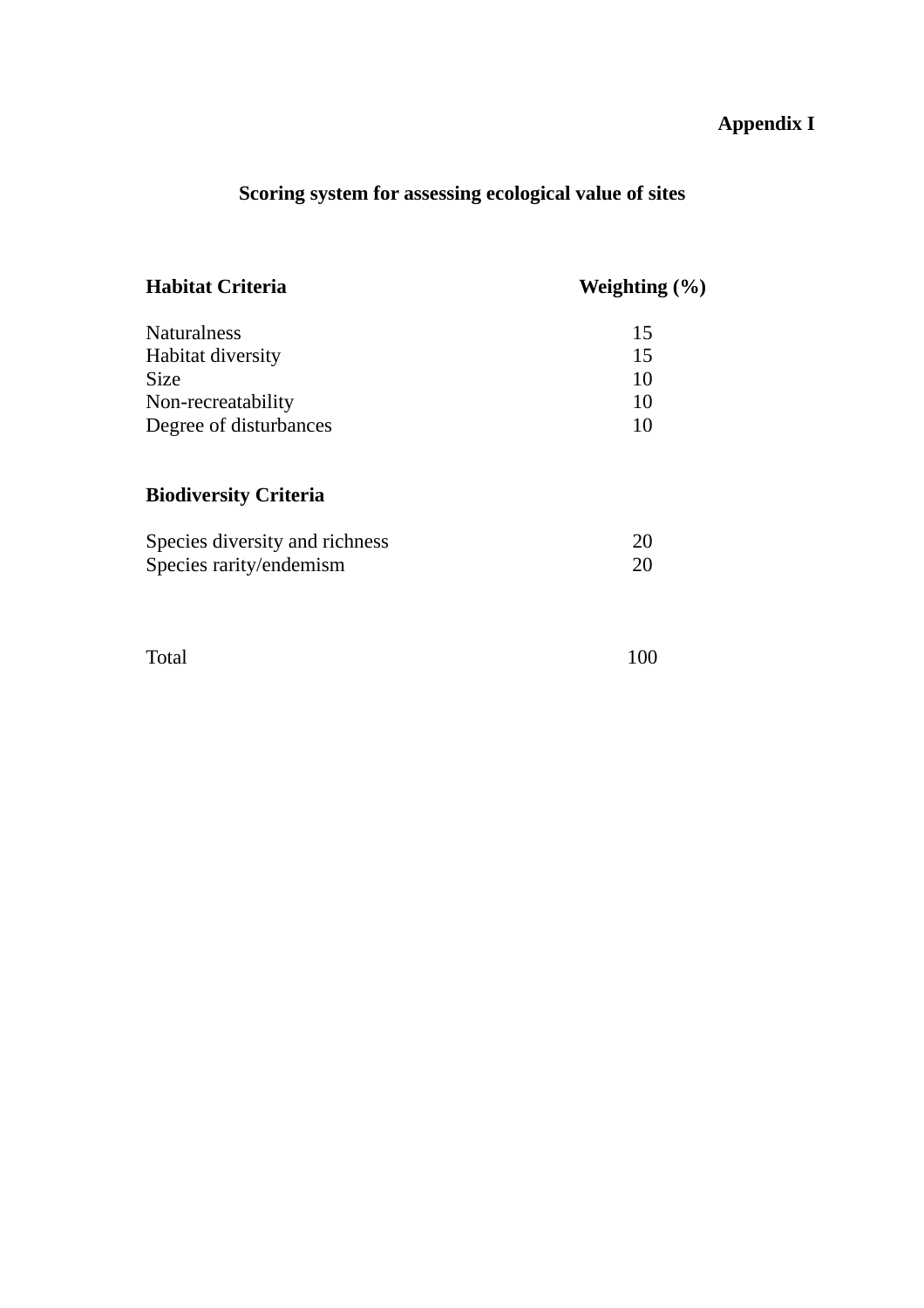**Appendix I**

## Scoring system for assessing ecological value of sites

| **Habitat Criteria** | **Weighting (%)** |
|---|---|
| Naturalness | 15 |
| Habitat diversity | 15 |
| Size | 10 |
| Non-recreatability | 10 |
| Degree of disturbances | 10 |
| | |
| **Biodiversity Criteria** | |
| Species diversity and richness | 20 |
| Species rarity/endemism | 20 |
| | |
| Total | 100 |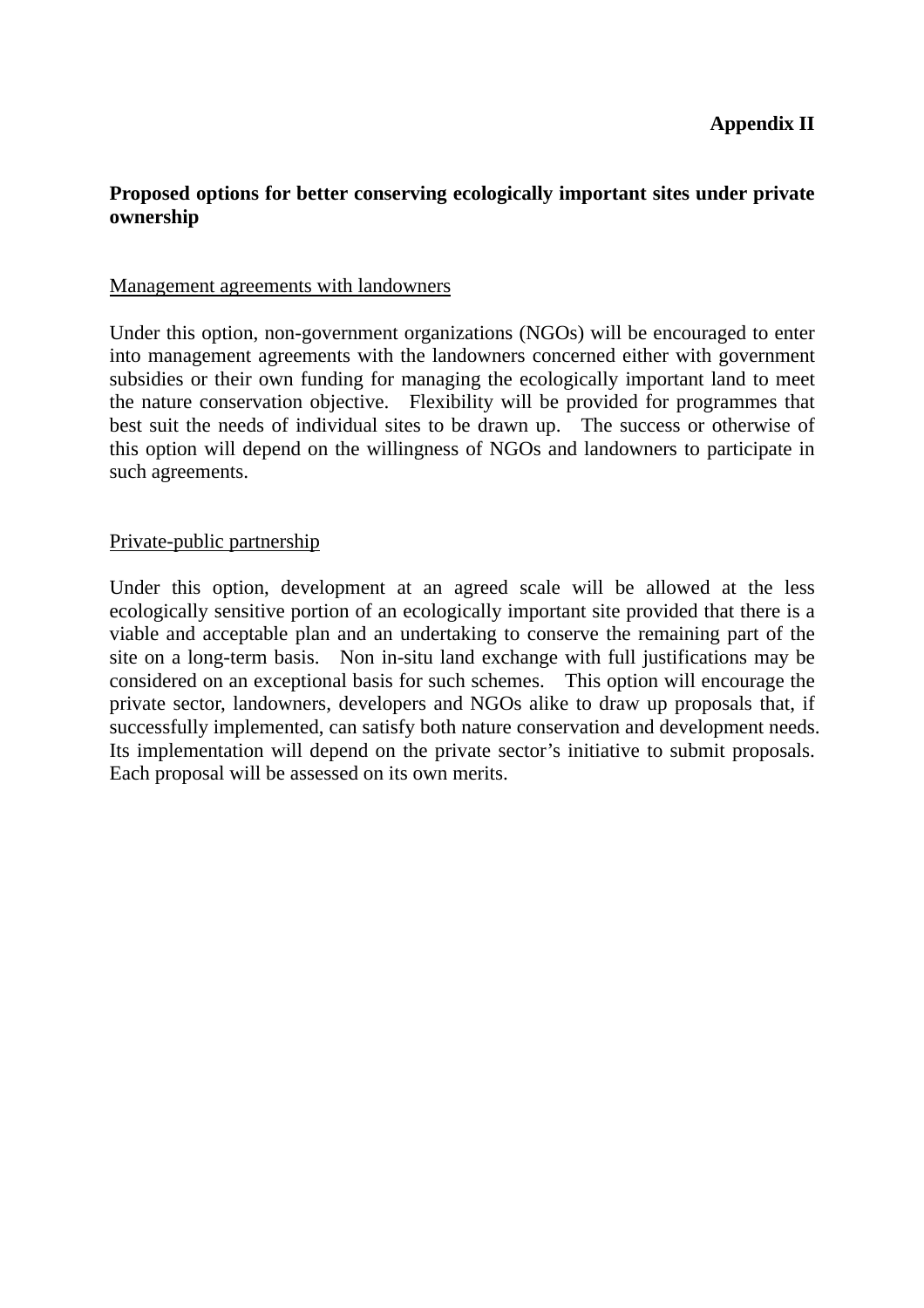**Appendix II**

**Proposed options for better conserving ecologically important sites under private ownership**

Management agreements with landowners

Under this option, non-government organizations (NGOs) will be encouraged to enter into management agreements with the landowners concerned either with government subsidies or their own funding for managing the ecologically important land to meet the nature conservation objective. Flexibility will be provided for programmes that best suit the needs of individual sites to be drawn up. The success or otherwise of this option will depend on the willingness of NGOs and landowners to participate in such agreements.

Private-public partnership

Under this option, development at an agreed scale will be allowed at the less ecologically sensitive portion of an ecologically important site provided that there is a viable and acceptable plan and an undertaking to conserve the remaining part of the site on a long-term basis. Non in-situ land exchange with full justifications may be considered on an exceptional basis for such schemes. This option will encourage the private sector, landowners, developers and NGOs alike to draw up proposals that, if successfully implemented, can satisfy both nature conservation and development needs. Its implementation will depend on the private sector's initiative to submit proposals. Each proposal will be assessed on its own merits.